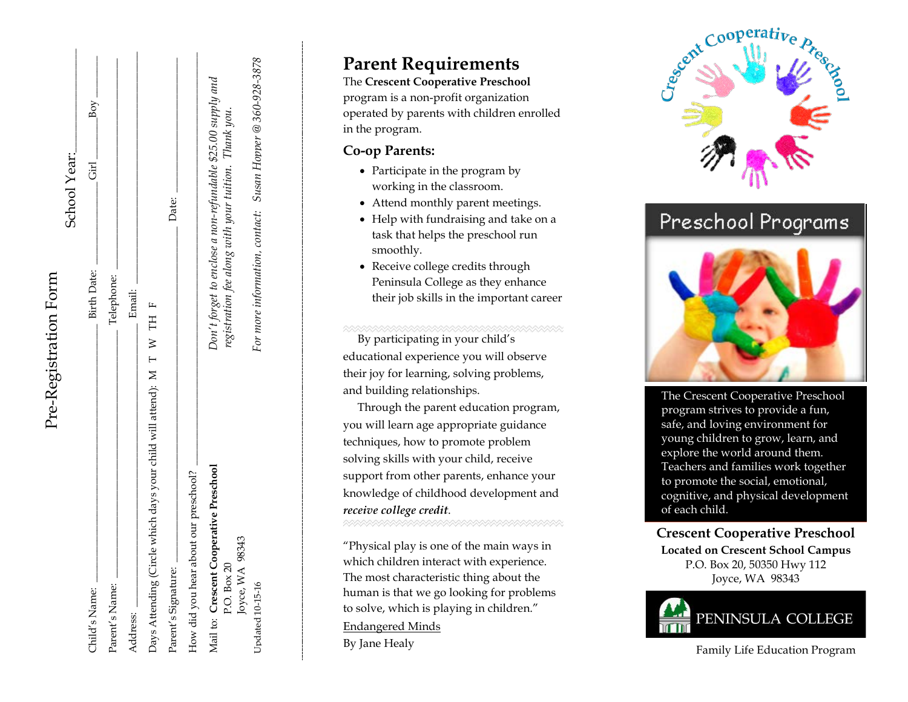# Pre-Registration Form

School Year: ___________

Child's Name: ______________________ Birth Date: ____________ Girl ______ Boy ______

Parent's Name: ______________________ Telephone: ______________________

Address: ______________________ Email: ______________________

Days Attending (Circle which days your child will attend): M T W TH F

Parent's Signature: ______________________ Date: ____________

How did you hear about our preschool? ______________________

Mail to: **Crescent Cooperative Preschool**
P.O. Box 20
Joyce, WA 98343

*Don't forget to enclose a non-refundable $25.00 supply and registration fee along with your tuition. Thank you.*

*For more information, contact: Susan Hopper @ 360-928-3878*

Updated 10-15-16

# Parent Requirements

The **Crescent Cooperative Preschool** program is a non-profit organization operated by parents with children enrolled in the program.

## Co-op Parents:

- Participate in the program by working in the classroom.
- Attend monthly parent meetings.
- Help with fundraising and take on a task that helps the preschool run smoothly.
- Receive college credits through Peninsula College as they enhance their job skills in the important career

By participating in your child's educational experience you will observe their joy for learning, solving problems, and building relationships.

Through the parent education program, you will learn age appropriate guidance techniques, how to promote problem solving skills with your child, receive support from other parents, enhance your knowledge of childhood development and ***receive college credit***.

"Physical play is one of the main ways in which children interact with experience. The most characteristic thing about the human is that we go looking for problems to solve, which is playing in children."

Endangered Minds
By Jane Healy

Crescent Cooperative Preschool

# Preschool Programs

The Crescent Cooperative Preschool program strives to provide a fun, safe, and loving environment for young children to grow, learn, and explore the world around them. Teachers and families work together to promote the social, emotional, cognitive, and physical development of each child.

**Crescent Cooperative Preschool**
**Located on Crescent School Campus**
P.O. Box 20, 50350 Hwy 112
Joyce, WA 98343

PENINSULA COLLEGE

Family Life Education Program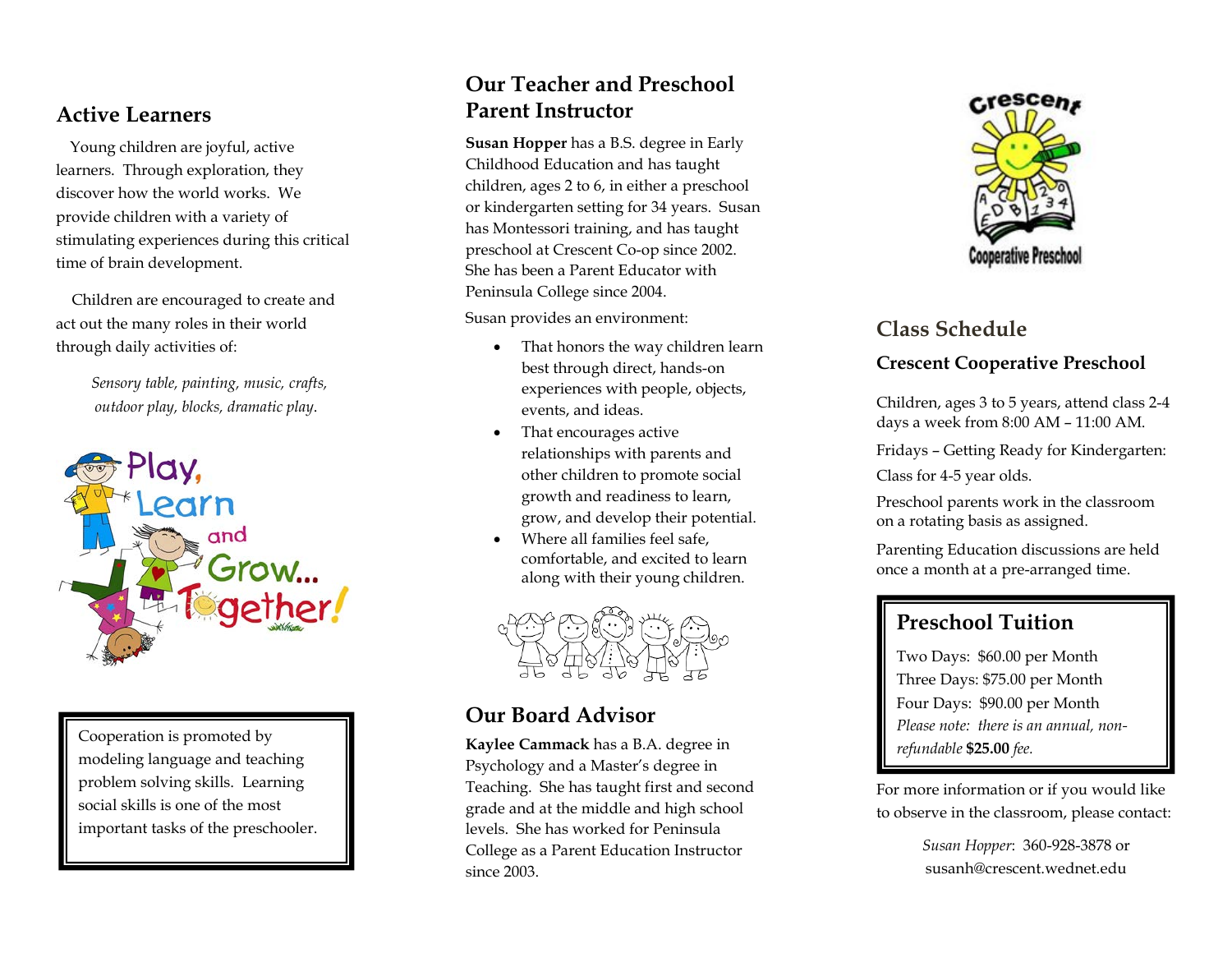## Active Learners

Young children are joyful, active learners. Through exploration, they discover how the world works. We provide children with a variety of stimulating experiences during this critical time of brain development.

Children are encouraged to create and act out the many roles in their world through daily activities of:

*Sensory table, painting, music, crafts, outdoor play, blocks, dramatic play.*

Play, Learn and Grow... Together!

Cooperation is promoted by modeling language and teaching problem solving skills. Learning social skills is one of the most important tasks of the preschooler.

## Our Teacher and Preschool Parent Instructor

**Susan Hopper** has a B.S. degree in Early Childhood Education and has taught children, ages 2 to 6, in either a preschool or kindergarten setting for 34 years. Susan has Montessori training, and has taught preschool at Crescent Co-op since 2002. She has been a Parent Educator with Peninsula College since 2004.

Susan provides an environment:

- That honors the way children learn best through direct, hands-on experiences with people, objects, events, and ideas.
- That encourages active relationships with parents and other children to promote social growth and readiness to learn, grow, and develop their potential.
- Where all families feel safe, comfortable, and excited to learn along with their young children.

## Our Board Advisor

**Kaylee Cammack** has a B.A. degree in Psychology and a Master's degree in Teaching. She has taught first and second grade and at the middle and high school levels. She has worked for Peninsula College as a Parent Education Instructor since 2003.

Crescent Cooperative Preschool

## Class Schedule

### Crescent Cooperative Preschool

Children, ages 3 to 5 years, attend class 2-4 days a week from 8:00 AM – 11:00 AM.

Fridays – Getting Ready for Kindergarten:

Class for 4-5 year olds.

Preschool parents work in the classroom on a rotating basis as assigned.

Parenting Education discussions are held once a month at a pre-arranged time.

## Preschool Tuition

Two Days: $60.00 per Month
Three Days: $75.00 per Month
Four Days: $90.00 per Month
*Please note: there is an annual, non-refundable* **$25.00** *fee.*

For more information or if you would like to observe in the classroom, please contact:

*Susan Hopper*: 360-928-3878 or
susanh@crescent.wednet.edu